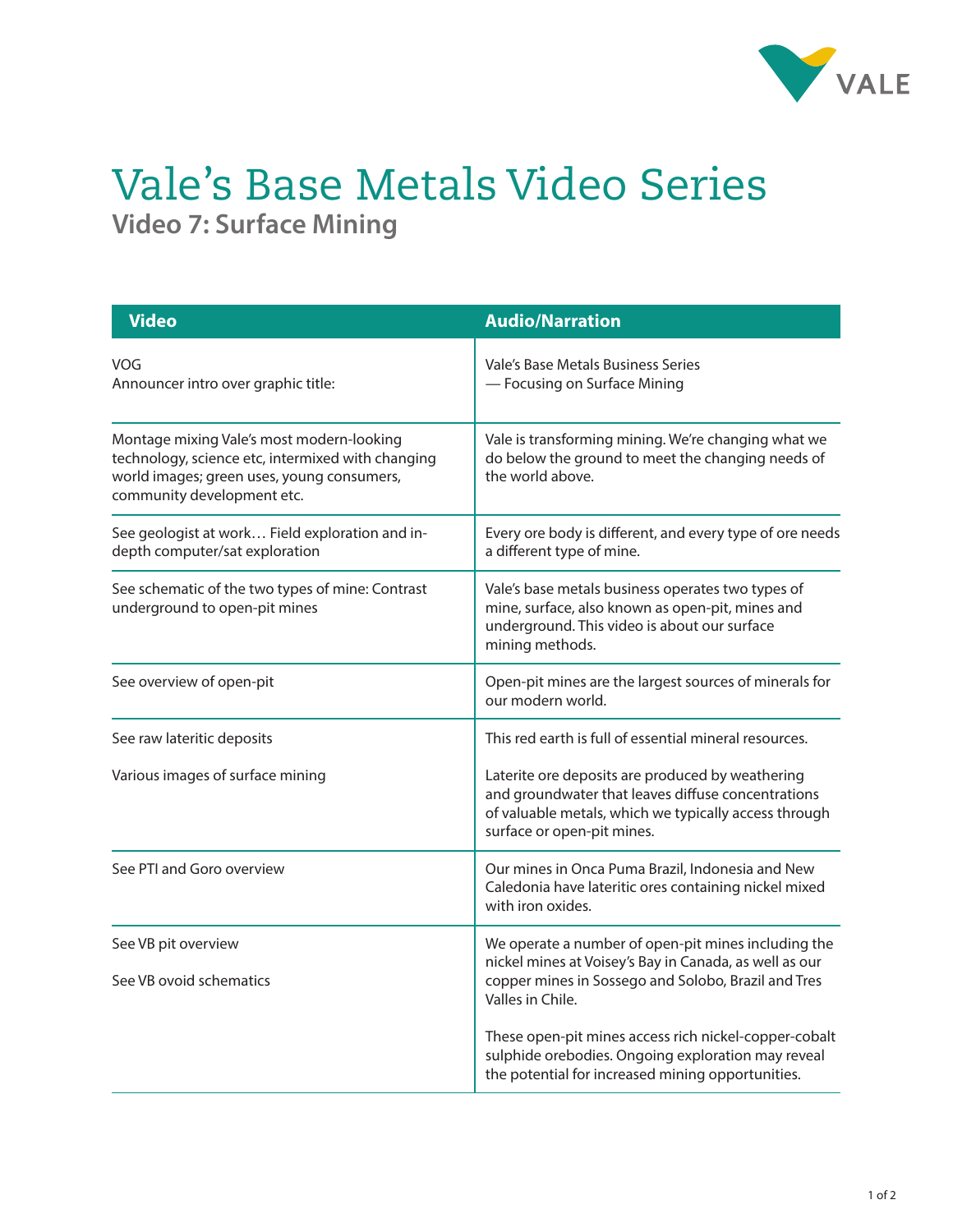# Vale's Base Metals Video Series

## Video 7: Surface Mining

| Video | Audio/Narration |
|---|---|
| VOG<br>Announcer intro over graphic title: | Vale's Base Metals Business Series<br>— Focusing on Surface Mining |
| Montage mixing Vale's most modern-looking technology, science etc, intermixed with changing world images; green uses, young consumers, community development etc. | Vale is transforming mining. We're changing what we do below the ground to meet the changing needs of the world above. |
| See geologist at work… Field exploration and in-depth computer/sat exploration | Every ore body is different, and every type of ore needs a different type of mine. |
| See schematic of the two types of mine: Contrast underground to open-pit mines | Vale's base metals business operates two types of mine, surface, also known as open-pit, mines and underground. This video is about our surface mining methods. |
| See overview of open-pit | Open-pit mines are the largest sources of minerals for our modern world. |
| See raw lateritic deposits<br><br>Various images of surface mining | This red earth is full of essential mineral resources.<br><br>Laterite ore deposits are produced by weathering and groundwater that leaves diffuse concentrations of valuable metals, which we typically access through surface or open-pit mines. |
| See PTI and Goro overview | Our mines in Onca Puma Brazil, Indonesia and New Caledonia have lateritic ores containing nickel mixed with iron oxides. |
| See VB pit overview<br><br>See VB ovoid schematics | We operate a number of open-pit mines including the nickel mines at Voisey's Bay in Canada, as well as our copper mines in Sossego and Solobo, Brazil and Tres Valles in Chile.<br><br>These open-pit mines access rich nickel-copper-cobalt sulphide orebodies. Ongoing exploration may reveal the potential for increased mining opportunities. |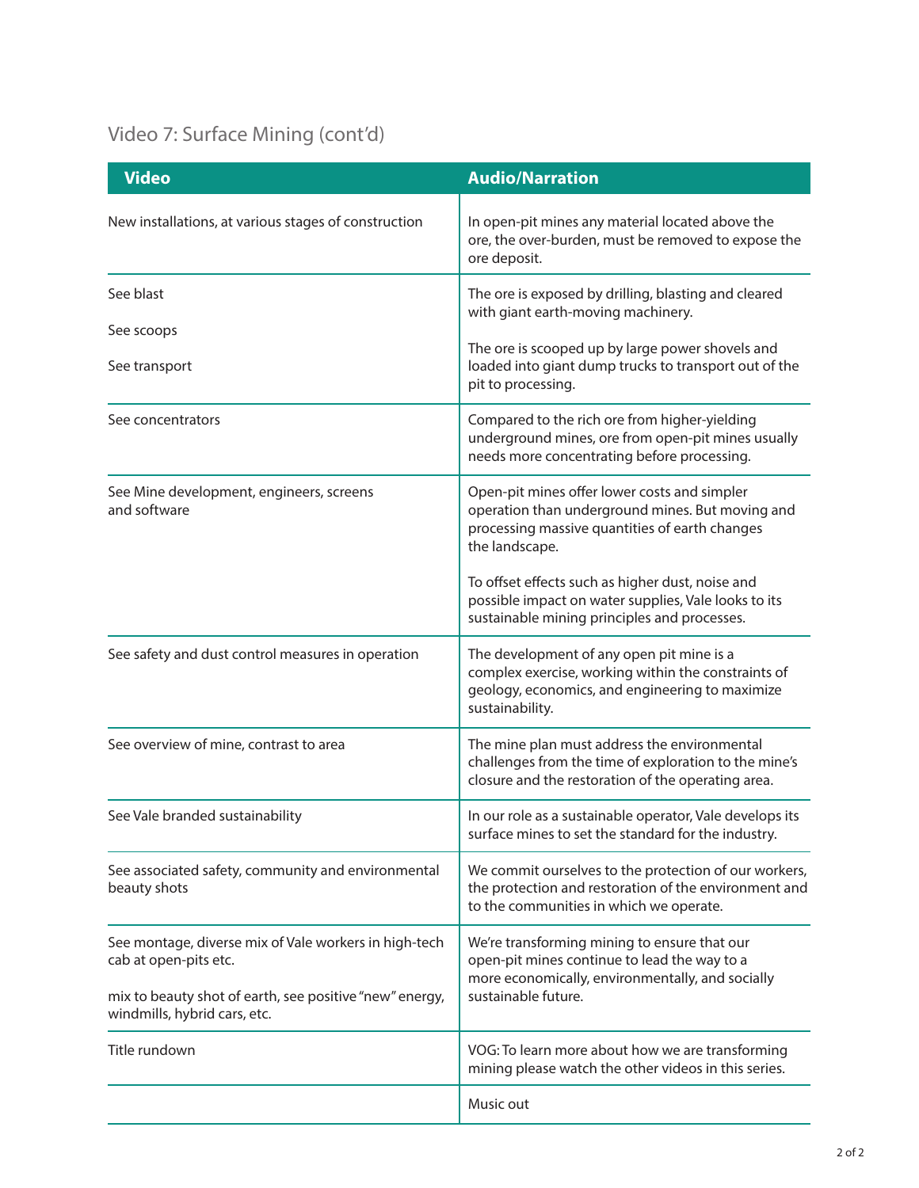## Video 7: Surface Mining (cont'd)

| Video | Audio/Narration |
|---|---|
| New installations, at various stages of construction | In open-pit mines any material located above the ore, the over-burden, must be removed to expose the ore deposit. |
| See blast<br><br>See scoops<br><br>See transport | The ore is exposed by drilling, blasting and cleared with giant earth-moving machinery.<br><br>The ore is scooped up by large power shovels and loaded into giant dump trucks to transport out of the pit to processing. |
| See concentrators | Compared to the rich ore from higher-yielding underground mines, ore from open-pit mines usually needs more concentrating before processing. |
| See Mine development, engineers, screens and software | Open-pit mines offer lower costs and simpler operation than underground mines. But moving and processing massive quantities of earth changes the landscape.<br><br>To offset effects such as higher dust, noise and possible impact on water supplies, Vale looks to its sustainable mining principles and processes. |
| See safety and dust control measures in operation | The development of any open pit mine is a complex exercise, working within the constraints of geology, economics, and engineering to maximize sustainability. |
| See overview of mine, contrast to area | The mine plan must address the environmental challenges from the time of exploration to the mine's closure and the restoration of the operating area. |
| See Vale branded sustainability | In our role as a sustainable operator, Vale develops its surface mines to set the standard for the industry. |
| See associated safety, community and environmental beauty shots | We commit ourselves to the protection of our workers, the protection and restoration of the environment and to the communities in which we operate. |
| See montage, diverse mix of Vale workers in high-tech cab at open-pits etc.<br><br>mix to beauty shot of earth, see positive "new" energy, windmills, hybrid cars, etc. | We're transforming mining to ensure that our open-pit mines continue to lead the way to a more economically, environmentally, and socially sustainable future. |
| Title rundown | VOG: To learn more about how we are transforming mining please watch the other videos in this series. |
| | Music out |